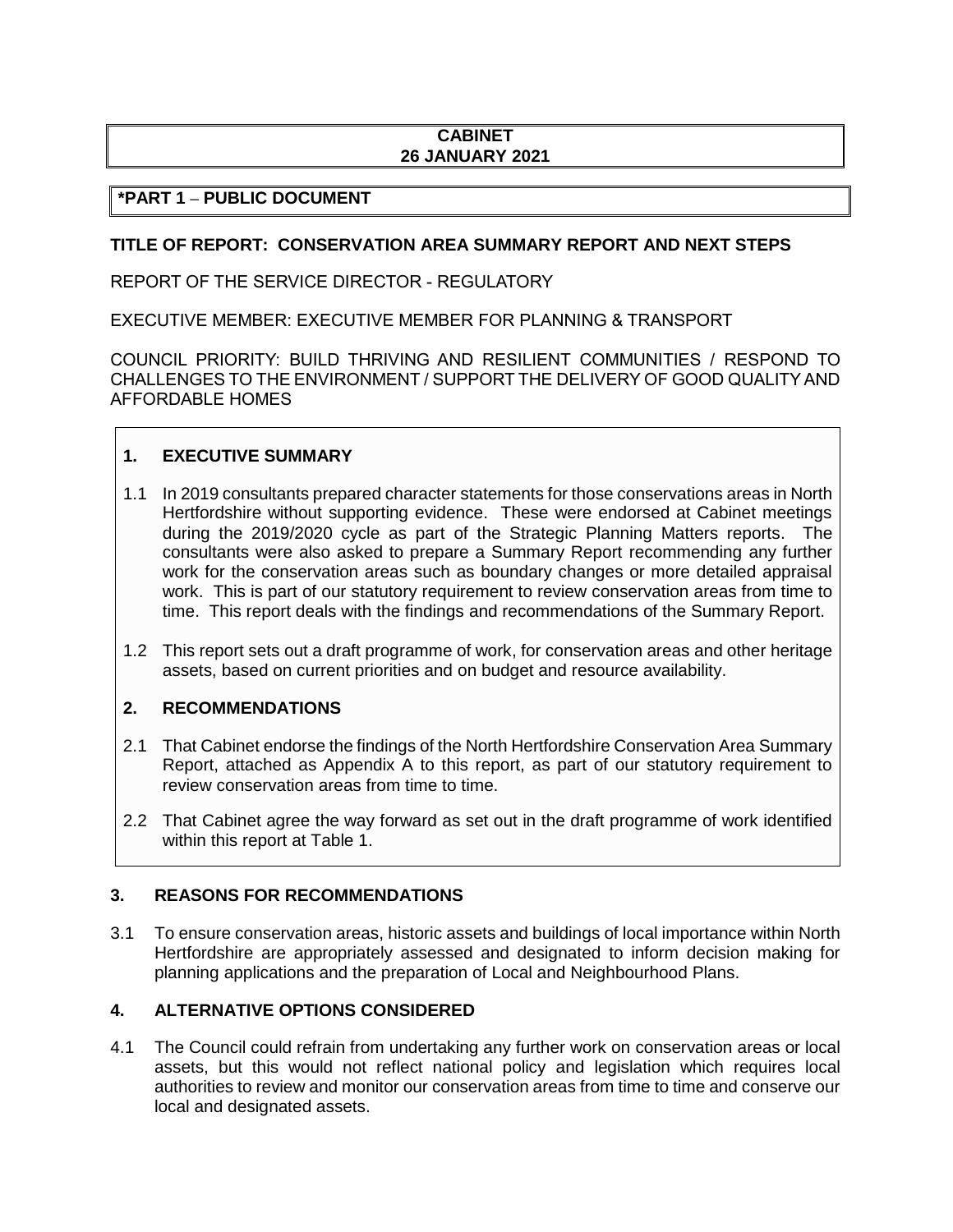**CABINET**
**26 JANUARY 2021**

**\*PART 1 – PUBLIC DOCUMENT**

**TITLE OF REPORT: CONSERVATION AREA SUMMARY REPORT AND NEXT STEPS**

REPORT OF THE SERVICE DIRECTOR - REGULATORY

EXECUTIVE MEMBER: EXECUTIVE MEMBER FOR PLANNING & TRANSPORT

COUNCIL PRIORITY: BUILD THRIVING AND RESILIENT COMMUNITIES / RESPOND TO CHALLENGES TO THE ENVIRONMENT / SUPPORT THE DELIVERY OF GOOD QUALITY AND AFFORDABLE HOMES

## 1. EXECUTIVE SUMMARY

1.1 In 2019 consultants prepared character statements for those conservations areas in North Hertfordshire without supporting evidence. These were endorsed at Cabinet meetings during the 2019/2020 cycle as part of the Strategic Planning Matters reports. The consultants were also asked to prepare a Summary Report recommending any further work for the conservation areas such as boundary changes or more detailed appraisal work. This is part of our statutory requirement to review conservation areas from time to time. This report deals with the findings and recommendations of the Summary Report.

1.2 This report sets out a draft programme of work, for conservation areas and other heritage assets, based on current priorities and on budget and resource availability.

## 2. RECOMMENDATIONS

2.1 That Cabinet endorse the findings of the North Hertfordshire Conservation Area Summary Report, attached as Appendix A to this report, as part of our statutory requirement to review conservation areas from time to time.

2.2 That Cabinet agree the way forward as set out in the draft programme of work identified within this report at Table 1.

## 3. REASONS FOR RECOMMENDATIONS

3.1 To ensure conservation areas, historic assets and buildings of local importance within North Hertfordshire are appropriately assessed and designated to inform decision making for planning applications and the preparation of Local and Neighbourhood Plans.

## 4. ALTERNATIVE OPTIONS CONSIDERED

4.1 The Council could refrain from undertaking any further work on conservation areas or local assets, but this would not reflect national policy and legislation which requires local authorities to review and monitor our conservation areas from time to time and conserve our local and designated assets.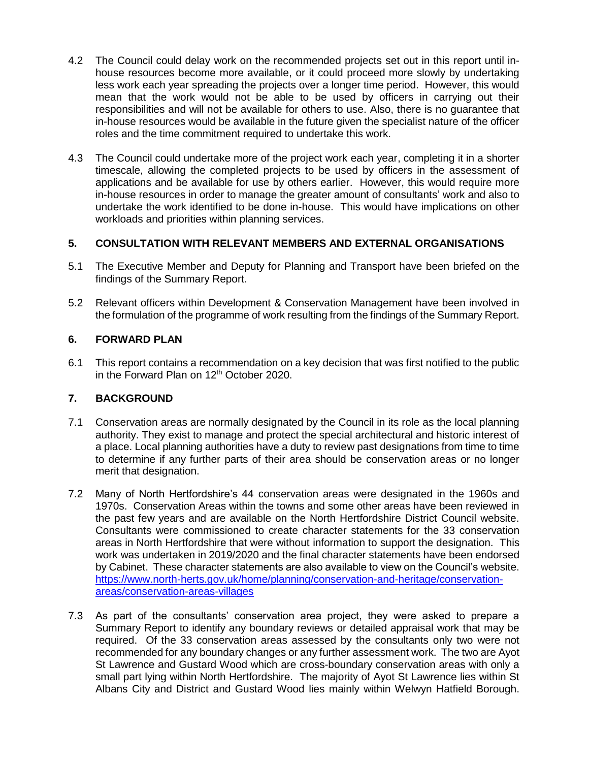4.2 The Council could delay work on the recommended projects set out in this report until in-house resources become more available, or it could proceed more slowly by undertaking less work each year spreading the projects over a longer time period. However, this would mean that the work would not be able to be used by officers in carrying out their responsibilities and will not be available for others to use. Also, there is no guarantee that in-house resources would be available in the future given the specialist nature of the officer roles and the time commitment required to undertake this work.

4.3 The Council could undertake more of the project work each year, completing it in a shorter timescale, allowing the completed projects to be used by officers in the assessment of applications and be available for use by others earlier. However, this would require more in-house resources in order to manage the greater amount of consultants' work and also to undertake the work identified to be done in-house. This would have implications on other workloads and priorities within planning services.

## 5. CONSULTATION WITH RELEVANT MEMBERS AND EXTERNAL ORGANISATIONS

5.1 The Executive Member and Deputy for Planning and Transport have been briefed on the findings of the Summary Report.

5.2 Relevant officers within Development & Conservation Management have been involved in the formulation of the programme of work resulting from the findings of the Summary Report.

## 6. FORWARD PLAN

6.1 This report contains a recommendation on a key decision that was first notified to the public in the Forward Plan on 12th October 2020.

## 7. BACKGROUND

7.1 Conservation areas are normally designated by the Council in its role as the local planning authority. They exist to manage and protect the special architectural and historic interest of a place. Local planning authorities have a duty to review past designations from time to time to determine if any further parts of their area should be conservation areas or no longer merit that designation.

7.2 Many of North Hertfordshire's 44 conservation areas were designated in the 1960s and 1970s. Conservation Areas within the towns and some other areas have been reviewed in the past few years and are available on the North Hertfordshire District Council website. Consultants were commissioned to create character statements for the 33 conservation areas in North Hertfordshire that were without information to support the designation. This work was undertaken in 2019/2020 and the final character statements have been endorsed by Cabinet. These character statements are also available to view on the Council's website. [https://www.north-herts.gov.uk/home/planning/conservation-and-heritage/conservation-areas/conservation-areas-villages](https://www.north-herts.gov.uk/home/planning/conservation-and-heritage/conservation-areas/conservation-areas-villages)

7.3 As part of the consultants' conservation area project, they were asked to prepare a Summary Report to identify any boundary reviews or detailed appraisal work that may be required. Of the 33 conservation areas assessed by the consultants only two were not recommended for any boundary changes or any further assessment work. The two are Ayot St Lawrence and Gustard Wood which are cross-boundary conservation areas with only a small part lying within North Hertfordshire. The majority of Ayot St Lawrence lies within St Albans City and District and Gustard Wood lies mainly within Welwyn Hatfield Borough.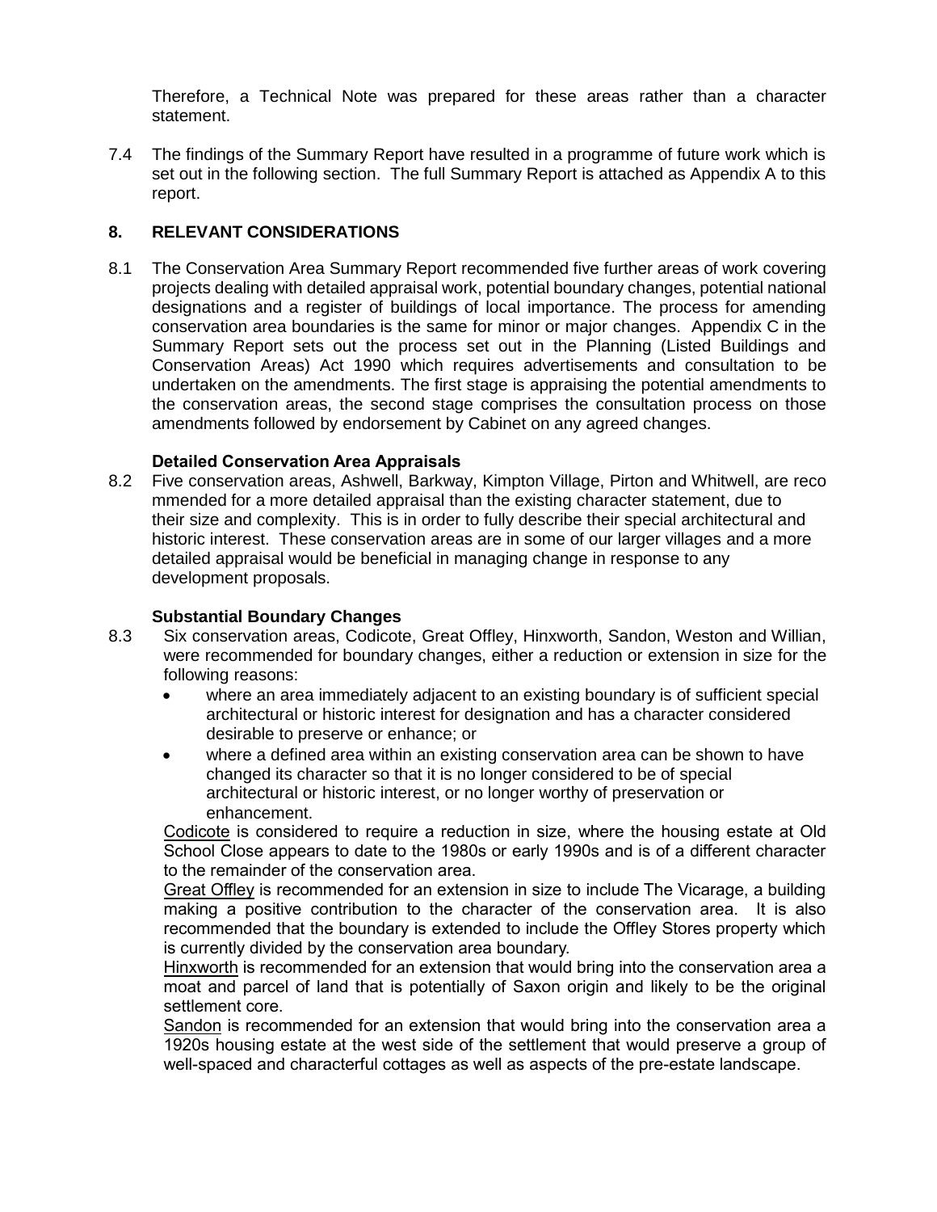Therefore, a Technical Note was prepared for these areas rather than a character statement.

7.4 The findings of the Summary Report have resulted in a programme of future work which is set out in the following section. The full Summary Report is attached as Appendix A to this report.

## 8. RELEVANT CONSIDERATIONS

8.1 The Conservation Area Summary Report recommended five further areas of work covering projects dealing with detailed appraisal work, potential boundary changes, potential national designations and a register of buildings of local importance. The process for amending conservation area boundaries is the same for minor or major changes. Appendix C in the Summary Report sets out the process set out in the Planning (Listed Buildings and Conservation Areas) Act 1990 which requires advertisements and consultation to be undertaken on the amendments. The first stage is appraising the potential amendments to the conservation areas, the second stage comprises the consultation process on those amendments followed by endorsement by Cabinet on any agreed changes.

### Detailed Conservation Area Appraisals

8.2 Five conservation areas, Ashwell, Barkway, Kimpton Village, Pirton and Whitwell, are reco mmended for a more detailed appraisal than the existing character statement, due to their size and complexity. This is in order to fully describe their special architectural and historic interest. These conservation areas are in some of our larger villages and a more detailed appraisal would be beneficial in managing change in response to any development proposals.

### Substantial Boundary Changes

8.3 Six conservation areas, Codicote, Great Offley, Hinxworth, Sandon, Weston and Willian, were recommended for boundary changes, either a reduction or extension in size for the following reasons:

- where an area immediately adjacent to an existing boundary is of sufficient special architectural or historic interest for designation and has a character considered desirable to preserve or enhance; or
- where a defined area within an existing conservation area can be shown to have changed its character so that it is no longer considered to be of special architectural or historic interest, or no longer worthy of preservation or enhancement.

Codicote is considered to require a reduction in size, where the housing estate at Old School Close appears to date to the 1980s or early 1990s and is of a different character to the remainder of the conservation area.

Great Offley is recommended for an extension in size to include The Vicarage, a building making a positive contribution to the character of the conservation area. It is also recommended that the boundary is extended to include the Offley Stores property which is currently divided by the conservation area boundary.

Hinxworth is recommended for an extension that would bring into the conservation area a moat and parcel of land that is potentially of Saxon origin and likely to be the original settlement core.

Sandon is recommended for an extension that would bring into the conservation area a 1920s housing estate at the west side of the settlement that would preserve a group of well-spaced and characterful cottages as well as aspects of the pre-estate landscape.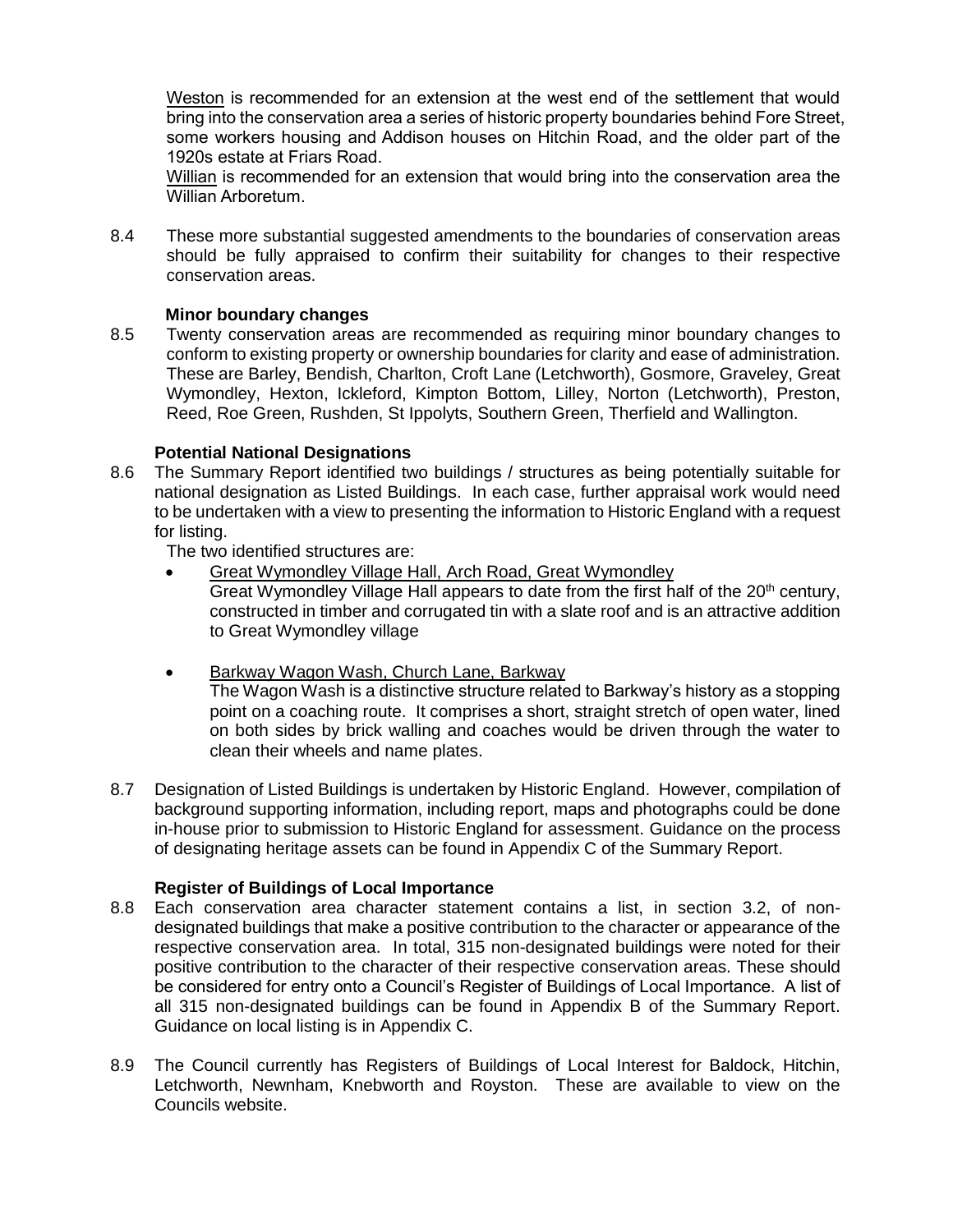Weston is recommended for an extension at the west end of the settlement that would bring into the conservation area a series of historic property boundaries behind Fore Street, some workers housing and Addison houses on Hitchin Road, and the older part of the 1920s estate at Friars Road.

Willian is recommended for an extension that would bring into the conservation area the Willian Arboretum.

8.4 These more substantial suggested amendments to the boundaries of conservation areas should be fully appraised to confirm their suitability for changes to their respective conservation areas.

**Minor boundary changes**

8.5 Twenty conservation areas are recommended as requiring minor boundary changes to conform to existing property or ownership boundaries for clarity and ease of administration. These are Barley, Bendish, Charlton, Croft Lane (Letchworth), Gosmore, Graveley, Great Wymondley, Hexton, Ickleford, Kimpton Bottom, Lilley, Norton (Letchworth), Preston, Reed, Roe Green, Rushden, St Ippolyts, Southern Green, Therfield and Wallington.

**Potential National Designations**

8.6 The Summary Report identified two buildings / structures as being potentially suitable for national designation as Listed Buildings. In each case, further appraisal work would need to be undertaken with a view to presenting the information to Historic England with a request for listing.

The two identified structures are:

- Great Wymondley Village Hall, Arch Road, Great Wymondley
  Great Wymondley Village Hall appears to date from the first half of the 20th century, constructed in timber and corrugated tin with a slate roof and is an attractive addition to Great Wymondley village

- Barkway Wagon Wash, Church Lane, Barkway
  The Wagon Wash is a distinctive structure related to Barkway's history as a stopping point on a coaching route. It comprises a short, straight stretch of open water, lined on both sides by brick walling and coaches would be driven through the water to clean their wheels and name plates.

8.7 Designation of Listed Buildings is undertaken by Historic England. However, compilation of background supporting information, including report, maps and photographs could be done in-house prior to submission to Historic England for assessment. Guidance on the process of designating heritage assets can be found in Appendix C of the Summary Report.

**Register of Buildings of Local Importance**

8.8 Each conservation area character statement contains a list, in section 3.2, of non-designated buildings that make a positive contribution to the character or appearance of the respective conservation area. In total, 315 non-designated buildings were noted for their positive contribution to the character of their respective conservation areas. These should be considered for entry onto a Council's Register of Buildings of Local Importance. A list of all 315 non-designated buildings can be found in Appendix B of the Summary Report. Guidance on local listing is in Appendix C.

8.9 The Council currently has Registers of Buildings of Local Interest for Baldock, Hitchin, Letchworth, Newnham, Knebworth and Royston. These are available to view on the Councils website.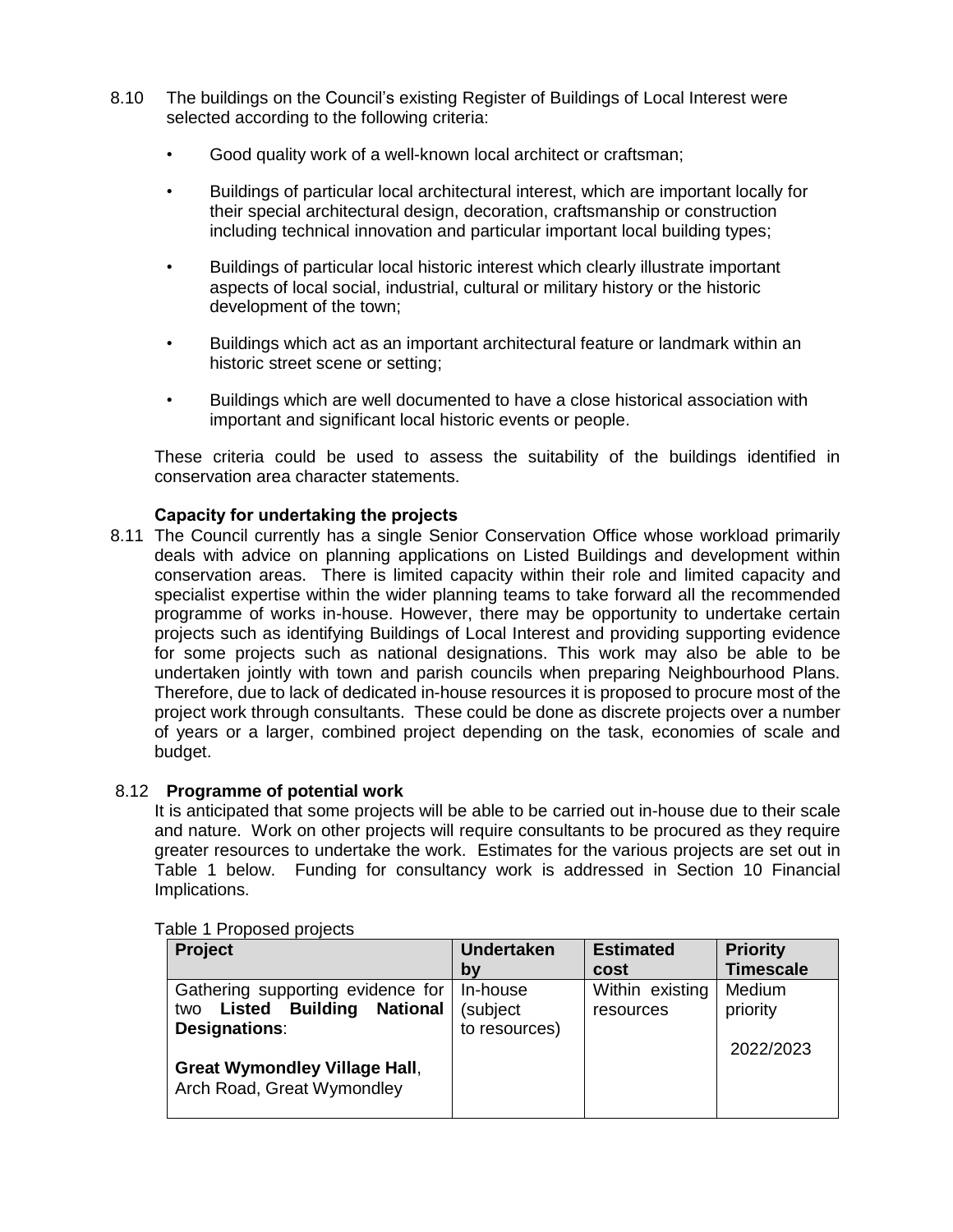8.10 The buildings on the Council's existing Register of Buildings of Local Interest were selected according to the following criteria:

- Good quality work of a well-known local architect or craftsman;
- Buildings of particular local architectural interest, which are important locally for their special architectural design, decoration, craftsmanship or construction including technical innovation and particular important local building types;
- Buildings of particular local historic interest which clearly illustrate important aspects of local social, industrial, cultural or military history or the historic development of the town;
- Buildings which act as an important architectural feature or landmark within an historic street scene or setting;
- Buildings which are well documented to have a close historical association with important and significant local historic events or people.

These criteria could be used to assess the suitability of the buildings identified in conservation area character statements.

**Capacity for undertaking the projects**

8.11 The Council currently has a single Senior Conservation Office whose workload primarily deals with advice on planning applications on Listed Buildings and development within conservation areas. There is limited capacity within their role and limited capacity and specialist expertise within the wider planning teams to take forward all the recommended programme of works in-house. However, there may be opportunity to undertake certain projects such as identifying Buildings of Local Interest and providing supporting evidence for some projects such as national designations. This work may also be able to be undertaken jointly with town and parish councils when preparing Neighbourhood Plans. Therefore, due to lack of dedicated in-house resources it is proposed to procure most of the project work through consultants. These could be done as discrete projects over a number of years or a larger, combined project depending on the task, economies of scale and budget.

8.12 **Programme of potential work**

It is anticipated that some projects will be able to be carried out in-house due to their scale and nature. Work on other projects will require consultants to be procured as they require greater resources to undertake the work. Estimates for the various projects are set out in Table 1 below. Funding for consultancy work is addressed in Section 10 Financial Implications.

Table 1 Proposed projects

| Project | Undertaken by | Estimated cost | Priority Timescale |
|---|---|---|---|
| Gathering supporting evidence for two **Listed Building National Designations**:<br><br>**Great Wymondley Village Hall**, Arch Road, Great Wymondley | In-house (subject to resources) | Within existing resources | Medium priority<br><br>2022/2023 |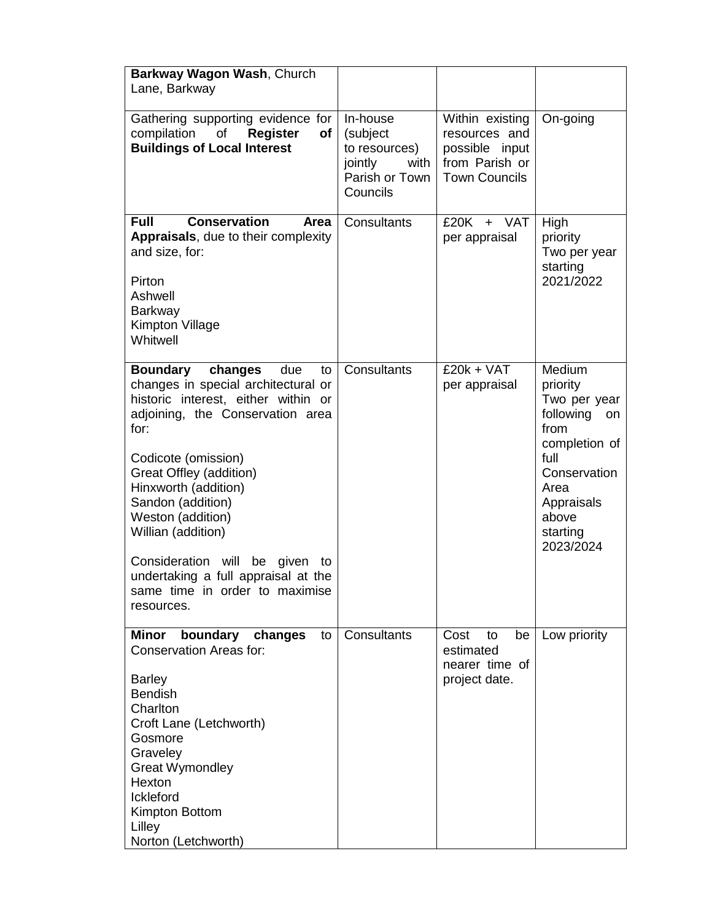| | | | |
|---|---|---|---|
| **Barkway Wagon Wash**, Church Lane, Barkway | | | |
| Gathering supporting evidence for compilation of **Register of Buildings of Local Interest** | In-house (subject to resources) jointly with Parish or Town Councils | Within existing resources and possible input from Parish or Town Councils | On-going |
| **Full Conservation Area Appraisals**, due to their complexity and size, for:<br><br>Pirton<br>Ashwell<br>Barkway<br>Kimpton Village<br>Whitwell | Consultants | £20K + VAT per appraisal | High priority Two per year starting 2021/2022 |
| **Boundary changes** due to changes in special architectural or historic interest, either within or adjoining, the Conservation area for:<br><br>Codicote (omission)<br>Great Offley (addition)<br>Hinxworth (addition)<br>Sandon (addition)<br>Weston (addition)<br>Willian (addition)<br><br>Consideration will be given to undertaking a full appraisal at the same time in order to maximise resources. | Consultants | £20k + VAT per appraisal | Medium priority Two per year following on from completion of full Conservation Area Appraisals above starting 2023/2024 |
| **Minor boundary changes** to Conservation Areas for:<br><br>Barley<br>Bendish<br>Charlton<br>Croft Lane (Letchworth)<br>Gosmore<br>Graveley<br>Great Wymondley<br>Hexton<br>Ickleford<br>Kimpton Bottom<br>Lilley<br>Norton (Letchworth) | Consultants | Cost to be estimated nearer time of project date. | Low priority |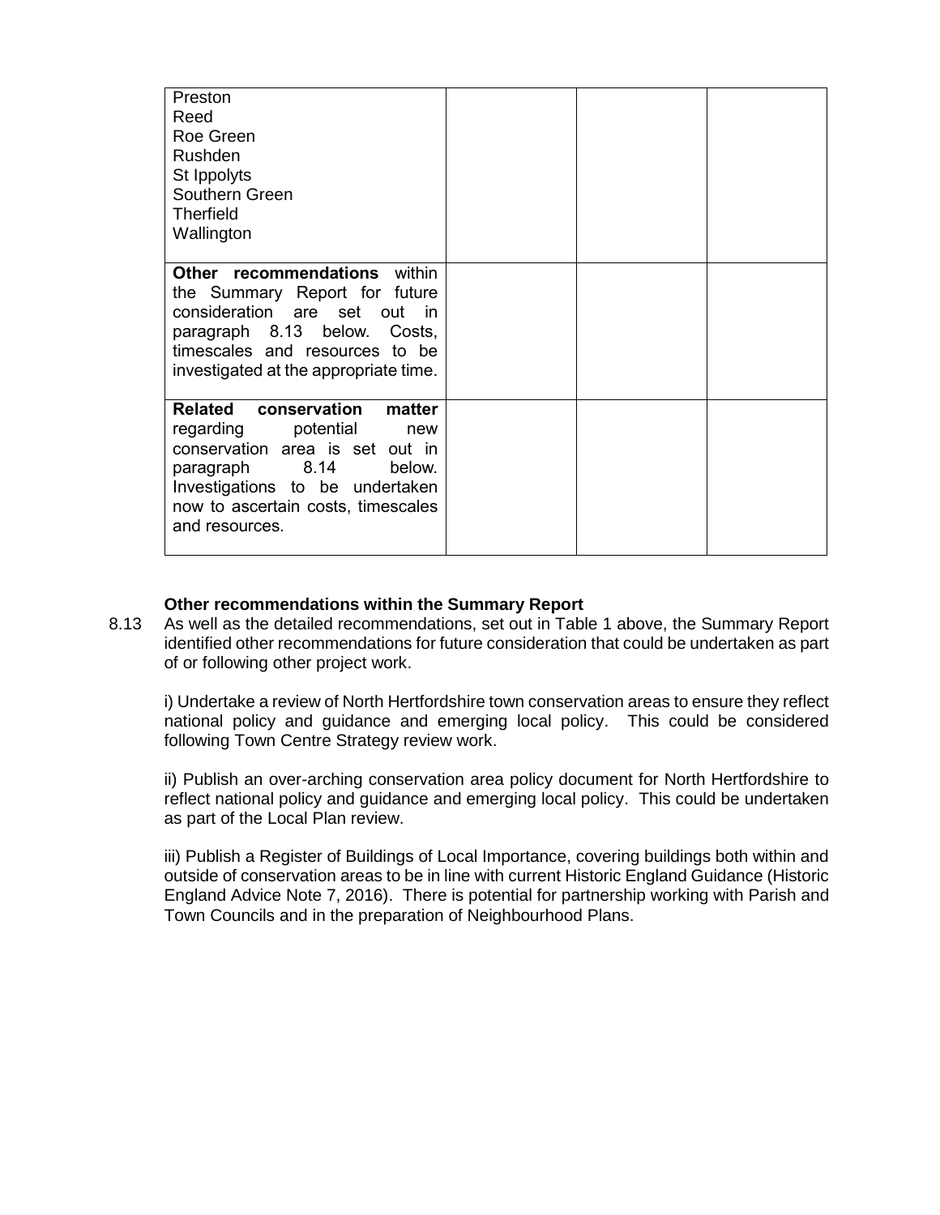| | | | |
|---|---|---|---|
| Preston<br>Reed<br>Roe Green<br>Rushden<br>St Ippolyts<br>Southern Green<br>Therfield<br>Wallington | | | |
| **Other recommendations** within the Summary Report for future consideration are set out in paragraph 8.13 below. Costs, timescales and resources to be investigated at the appropriate time. | | | |
| **Related conservation matter** regarding potential new conservation area is set out in paragraph 8.14 below. Investigations to be undertaken now to ascertain costs, timescales and resources. | | | |

**Other recommendations within the Summary Report**

8.13 As well as the detailed recommendations, set out in Table 1 above, the Summary Report identified other recommendations for future consideration that could be undertaken as part of or following other project work.

i) Undertake a review of North Hertfordshire town conservation areas to ensure they reflect national policy and guidance and emerging local policy. This could be considered following Town Centre Strategy review work.

ii) Publish an over-arching conservation area policy document for North Hertfordshire to reflect national policy and guidance and emerging local policy. This could be undertaken as part of the Local Plan review.

iii) Publish a Register of Buildings of Local Importance, covering buildings both within and outside of conservation areas to be in line with current Historic England Guidance (Historic England Advice Note 7, 2016). There is potential for partnership working with Parish and Town Councils and in the preparation of Neighbourhood Plans.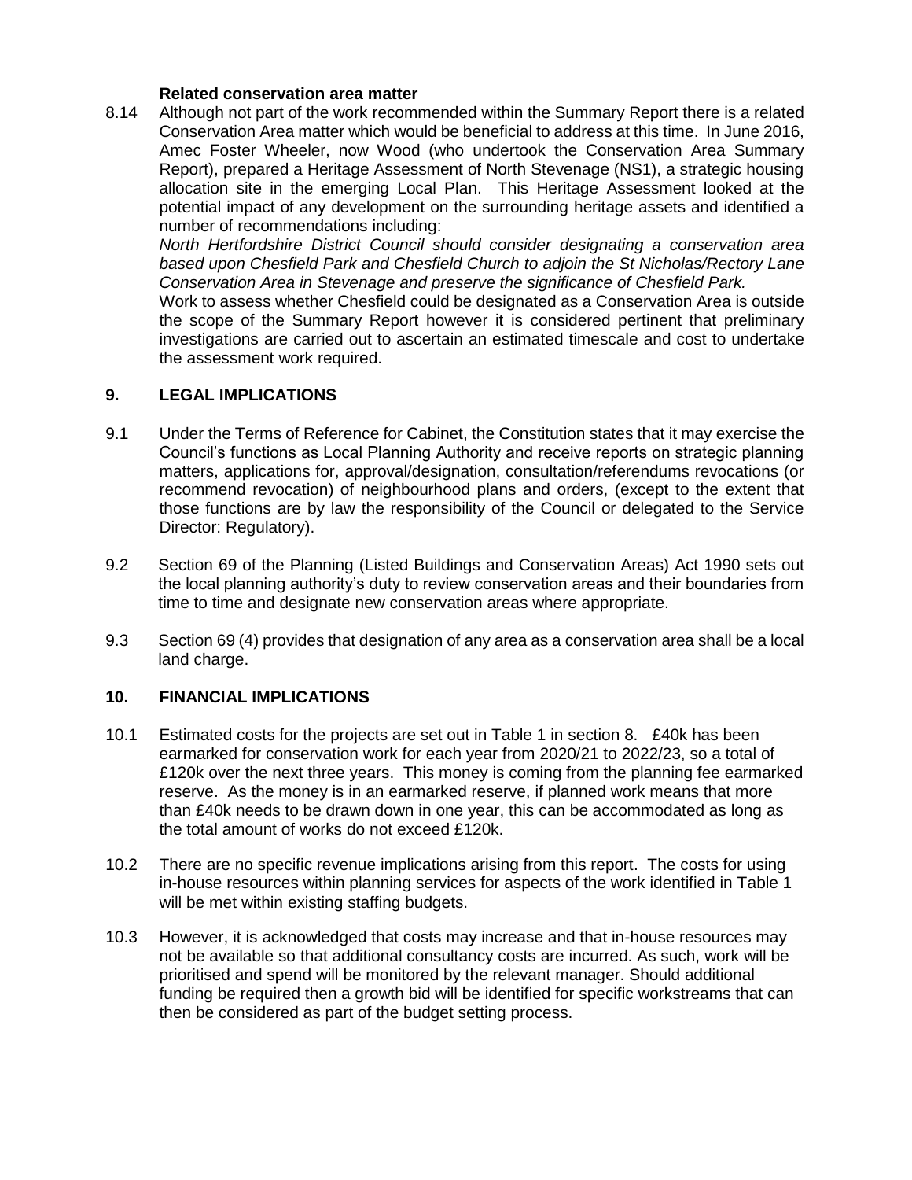**Related conservation area matter**

8.14 Although not part of the work recommended within the Summary Report there is a related Conservation Area matter which would be beneficial to address at this time. In June 2016, Amec Foster Wheeler, now Wood (who undertook the Conservation Area Summary Report), prepared a Heritage Assessment of North Stevenage (NS1), a strategic housing allocation site in the emerging Local Plan. This Heritage Assessment looked at the potential impact of any development on the surrounding heritage assets and identified a number of recommendations including:

*North Hertfordshire District Council should consider designating a conservation area based upon Chesfield Park and Chesfield Church to adjoin the St Nicholas/Rectory Lane Conservation Area in Stevenage and preserve the significance of Chesfield Park.*

Work to assess whether Chesfield could be designated as a Conservation Area is outside the scope of the Summary Report however it is considered pertinent that preliminary investigations are carried out to ascertain an estimated timescale and cost to undertake the assessment work required.

## 9. LEGAL IMPLICATIONS

9.1 Under the Terms of Reference for Cabinet, the Constitution states that it may exercise the Council's functions as Local Planning Authority and receive reports on strategic planning matters, applications for, approval/designation, consultation/referendums revocations (or recommend revocation) of neighbourhood plans and orders, (except to the extent that those functions are by law the responsibility of the Council or delegated to the Service Director: Regulatory).

9.2 Section 69 of the Planning (Listed Buildings and Conservation Areas) Act 1990 sets out the local planning authority's duty to review conservation areas and their boundaries from time to time and designate new conservation areas where appropriate.

9.3 Section 69 (4) provides that designation of any area as a conservation area shall be a local land charge.

## 10. FINANCIAL IMPLICATIONS

10.1 Estimated costs for the projects are set out in Table 1 in section 8. £40k has been earmarked for conservation work for each year from 2020/21 to 2022/23, so a total of £120k over the next three years. This money is coming from the planning fee earmarked reserve. As the money is in an earmarked reserve, if planned work means that more than £40k needs to be drawn down in one year, this can be accommodated as long as the total amount of works do not exceed £120k.

10.2 There are no specific revenue implications arising from this report. The costs for using in-house resources within planning services for aspects of the work identified in Table 1 will be met within existing staffing budgets.

10.3 However, it is acknowledged that costs may increase and that in-house resources may not be available so that additional consultancy costs are incurred. As such, work will be prioritised and spend will be monitored by the relevant manager. Should additional funding be required then a growth bid will be identified for specific workstreams that can then be considered as part of the budget setting process.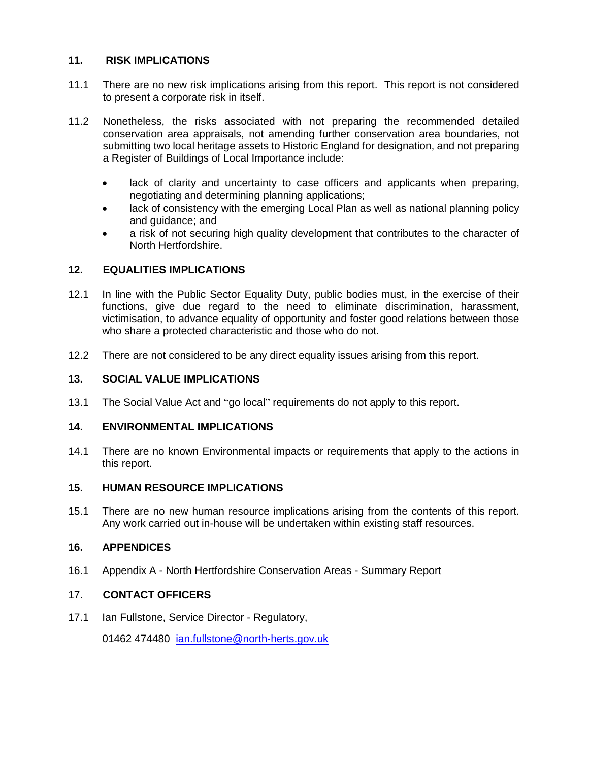## 11. RISK IMPLICATIONS

11.1 There are no new risk implications arising from this report. This report is not considered to present a corporate risk in itself.

11.2 Nonetheless, the risks associated with not preparing the recommended detailed conservation area appraisals, not amending further conservation area boundaries, not submitting two local heritage assets to Historic England for designation, and not preparing a Register of Buildings of Local Importance include:

- lack of clarity and uncertainty to case officers and applicants when preparing, negotiating and determining planning applications;
- lack of consistency with the emerging Local Plan as well as national planning policy and guidance; and
- a risk of not securing high quality development that contributes to the character of North Hertfordshire.

## 12. EQUALITIES IMPLICATIONS

12.1 In line with the Public Sector Equality Duty, public bodies must, in the exercise of their functions, give due regard to the need to eliminate discrimination, harassment, victimisation, to advance equality of opportunity and foster good relations between those who share a protected characteristic and those who do not.

12.2 There are not considered to be any direct equality issues arising from this report.

## 13. SOCIAL VALUE IMPLICATIONS

13.1 The Social Value Act and "go local" requirements do not apply to this report.

## 14. ENVIRONMENTAL IMPLICATIONS

14.1 There are no known Environmental impacts or requirements that apply to the actions in this report.

## 15. HUMAN RESOURCE IMPLICATIONS

15.1 There are no new human resource implications arising from the contents of this report. Any work carried out in-house will be undertaken within existing staff resources.

## 16. APPENDICES

16.1 Appendix A - North Hertfordshire Conservation Areas - Summary Report

## 17. CONTACT OFFICERS

17.1 Ian Fullstone, Service Director - Regulatory,

01462 474480 ian.fullstone@north-herts.gov.uk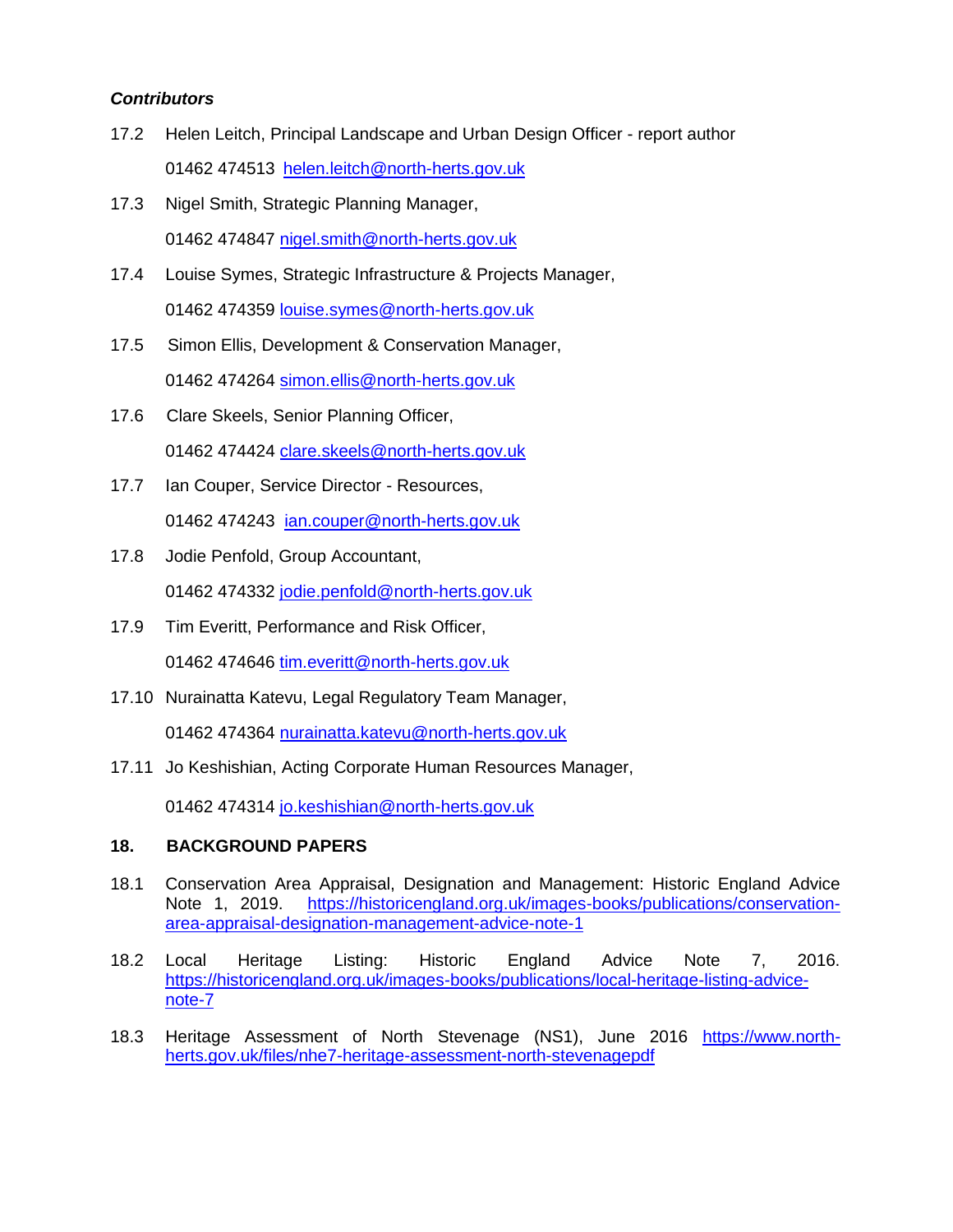***Contributors***

17.2 Helen Leitch, Principal Landscape and Urban Design Officer - report author

01462 474513 helen.leitch@north-herts.gov.uk

17.3 Nigel Smith, Strategic Planning Manager,

01462 474847 nigel.smith@north-herts.gov.uk

17.4 Louise Symes, Strategic Infrastructure & Projects Manager,

01462 474359 louise.symes@north-herts.gov.uk

17.5 Simon Ellis, Development & Conservation Manager,

01462 474264 simon.ellis@north-herts.gov.uk

17.6 Clare Skeels, Senior Planning Officer,

01462 474424 clare.skeels@north-herts.gov.uk

17.7 Ian Couper, Service Director - Resources,

01462 474243 ian.couper@north-herts.gov.uk

17.8 Jodie Penfold, Group Accountant,

01462 474332 jodie.penfold@north-herts.gov.uk

17.9 Tim Everitt, Performance and Risk Officer,

01462 474646 tim.everitt@north-herts.gov.uk

17.10 Nurainatta Katevu, Legal Regulatory Team Manager,

01462 474364 nurainatta.katevu@north-herts.gov.uk

17.11 Jo Keshishian, Acting Corporate Human Resources Manager,

01462 474314 jo.keshishian@north-herts.gov.uk

## 18. BACKGROUND PAPERS

18.1 Conservation Area Appraisal, Designation and Management: Historic England Advice Note 1, 2019. https://historicengland.org.uk/images-books/publications/conservation-area-appraisal-designation-management-advice-note-1

18.2 Local Heritage Listing: Historic England Advice Note 7, 2016. https://historicengland.org.uk/images-books/publications/local-heritage-listing-advice-note-7

18.3 Heritage Assessment of North Stevenage (NS1), June 2016 https://www.north-herts.gov.uk/files/nhe7-heritage-assessment-north-stevenagepdf